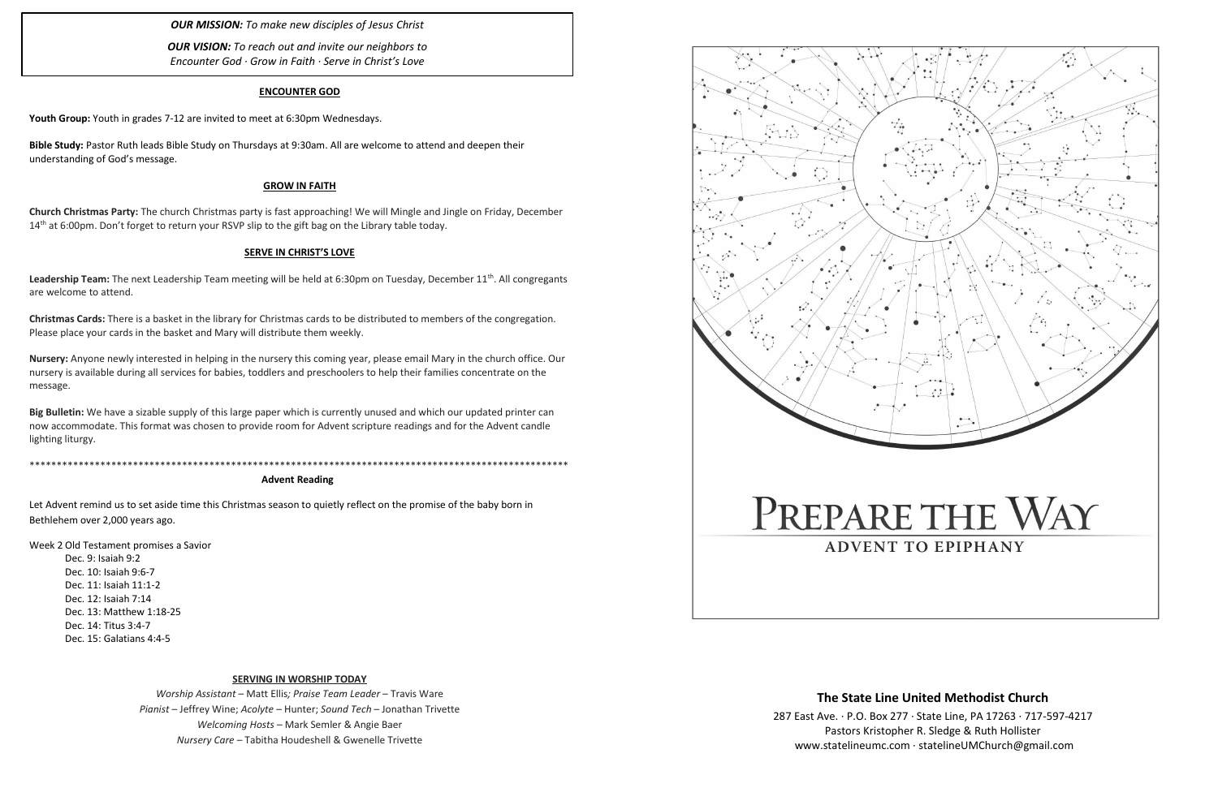***OUR MISSION:** To make new disciples of Jesus Christ*

***OUR VISION:** To reach out and invite our neighbors to Encounter God · Grow in Faith · Serve in Christ's Love*

## ENCOUNTER GOD

**Youth Group:** Youth in grades 7-12 are invited to meet at 6:30pm Wednesdays.

**Bible Study:** Pastor Ruth leads Bible Study on Thursdays at 9:30am. All are welcome to attend and deepen their understanding of God's message.

## GROW IN FAITH

**Church Christmas Party:** The church Christmas party is fast approaching! We will Mingle and Jingle on Friday, December 14th at 6:00pm. Don't forget to return your RSVP slip to the gift bag on the Library table today.

## SERVE IN CHRIST'S LOVE

**Leadership Team:** The next Leadership Team meeting will be held at 6:30pm on Tuesday, December 11th. All congregants are welcome to attend.

**Christmas Cards:** There is a basket in the library for Christmas cards to be distributed to members of the congregation. Please place your cards in the basket and Mary will distribute them weekly.

**Nursery:** Anyone newly interested in helping in the nursery this coming year, please email Mary in the church office. Our nursery is available during all services for babies, toddlers and preschoolers to help their families concentrate on the message.

**Big Bulletin:** We have a sizable supply of this large paper which is currently unused and which our updated printer can now accommodate. This format was chosen to provide room for Advent scripture readings and for the Advent candle lighting liturgy.

****************************************************************************************************

### Advent Reading

Let Advent remind us to set aside time this Christmas season to quietly reflect on the promise of the baby born in Bethlehem over 2,000 years ago.

Week 2 Old Testament promises a Savior

- Dec. 9: Isaiah 9:2
- Dec. 10: Isaiah 9:6-7
- Dec. 11: Isaiah 11:1-2
- Dec. 12: Isaiah 7:14
- Dec. 13: Matthew 1:18-25
- Dec. 14: Titus 3:4-7
- Dec. 15: Galatians 4:4-5

## SERVING IN WORSHIP TODAY

*Worship Assistant* – Matt Ellis; *Praise Team Leader* – Travis Ware
*Pianist* – Jeffrey Wine; *Acolyte* – Hunter; *Sound Tech* – Jonathan Trivette
*Welcoming Hosts* – Mark Semler & Angie Baer
*Nursery Care* – Tabitha Houdeshell & Gwenelle Trivette

# PREPARE THE WAY

## ADVENT TO EPIPHANY

### The State Line United Methodist Church

287 East Ave. · P.O. Box 277 · State Line, PA 17263 · 717-597-4217
Pastors Kristopher R. Sledge & Ruth Hollister
www.statelineumc.com · statelineUMChurch@gmail.com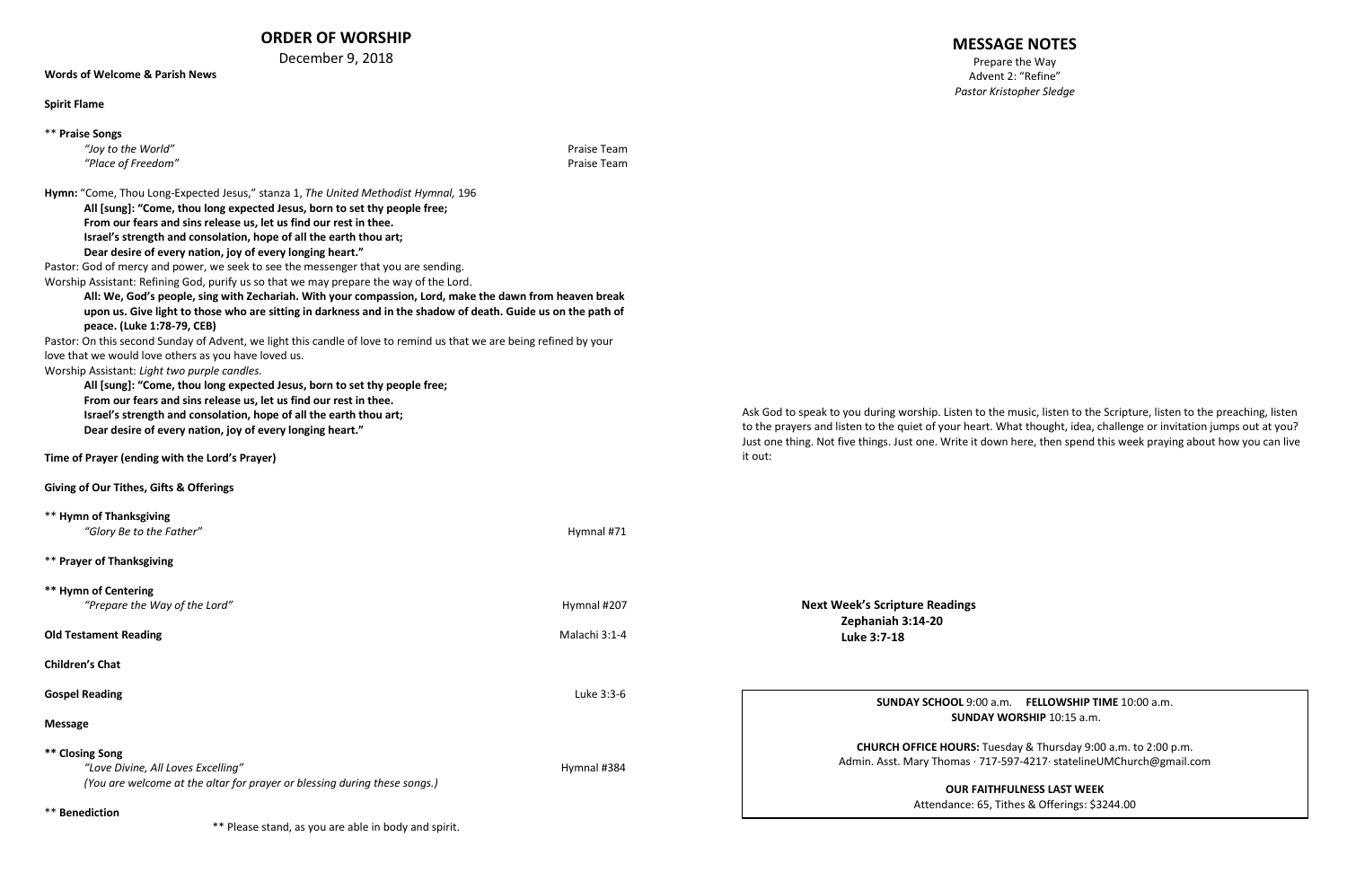# ORDER OF WORSHIP

December 9, 2018

**Words of Welcome & Parish News**

**Spirit Flame**

\*\* **Praise Songs**

*"Joy to the World"* Praise Team

*"Place of Freedom"* Praise Team

**Hymn:** "Come, Thou Long-Expected Jesus," stanza 1, *The United Methodist Hymnal,* 196

**All [sung]: "Come, thou long expected Jesus, born to set thy people free;**
**From our fears and sins release us, let us find our rest in thee.**
**Israel's strength and consolation, hope of all the earth thou art;**
**Dear desire of every nation, joy of every longing heart."**

Pastor: God of mercy and power, we seek to see the messenger that you are sending.

Worship Assistant: Refining God, purify us so that we may prepare the way of the Lord.

**All: We, God's people, sing with Zechariah. With your compassion, Lord, make the dawn from heaven break upon us. Give light to those who are sitting in darkness and in the shadow of death. Guide us on the path of peace. (Luke 1:78-79, CEB)**

Pastor: On this second Sunday of Advent, we light this candle of love to remind us that we are being refined by your love that we would love others as you have loved us.

Worship Assistant: *Light two purple candles.*

**All [sung]: "Come, thou long expected Jesus, born to set thy people free;**
**From our fears and sins release us, let us find our rest in thee.**
**Israel's strength and consolation, hope of all the earth thou art;**
**Dear desire of every nation, joy of every longing heart."**

**Time of Prayer (ending with the Lord's Prayer)**

**Giving of Our Tithes, Gifts & Offerings**

\*\* **Hymn of Thanksgiving**

*"Glory Be to the Father"* Hymnal #71

\*\* **Prayer of Thanksgiving**

**\*\* Hymn of Centering**

*"Prepare the Way of the Lord"* Hymnal #207

**Old Testament Reading** Malachi 3:1-4

**Children's Chat**

**Gospel Reading** Luke 3:3-6

**Message**

**\*\* Closing Song**

*"Love Divine, All Loves Excelling"* Hymnal #384

*(You are welcome at the altar for prayer or blessing during these songs.)*

\*\* **Benediction**

\*\* Please stand, as you are able in body and spirit.

# MESSAGE NOTES

Prepare the Way
Advent 2: "Refine"
*Pastor Kristopher Sledge*

Ask God to speak to you during worship. Listen to the music, listen to the Scripture, listen to the preaching, listen to the prayers and listen to the quiet of your heart. What thought, idea, challenge or invitation jumps out at you? Just one thing. Not five things. Just one. Write it down here, then spend this week praying about how you can live it out:

**Next Week's Scripture Readings**
**Zephaniah 3:14-20**
**Luke 3:7-18**

**SUNDAY SCHOOL** 9:00 a.m. **FELLOWSHIP TIME** 10:00 a.m.
**SUNDAY WORSHIP** 10:15 a.m.

**CHURCH OFFICE HOURS:** Tuesday & Thursday 9:00 a.m. to 2:00 p.m.
Admin. Asst. Mary Thomas · 717-597-4217· statelineUMChurch@gmail.com

**OUR FAITHFULNESS LAST WEEK**
Attendance: 65, Tithes & Offerings: $3244.00